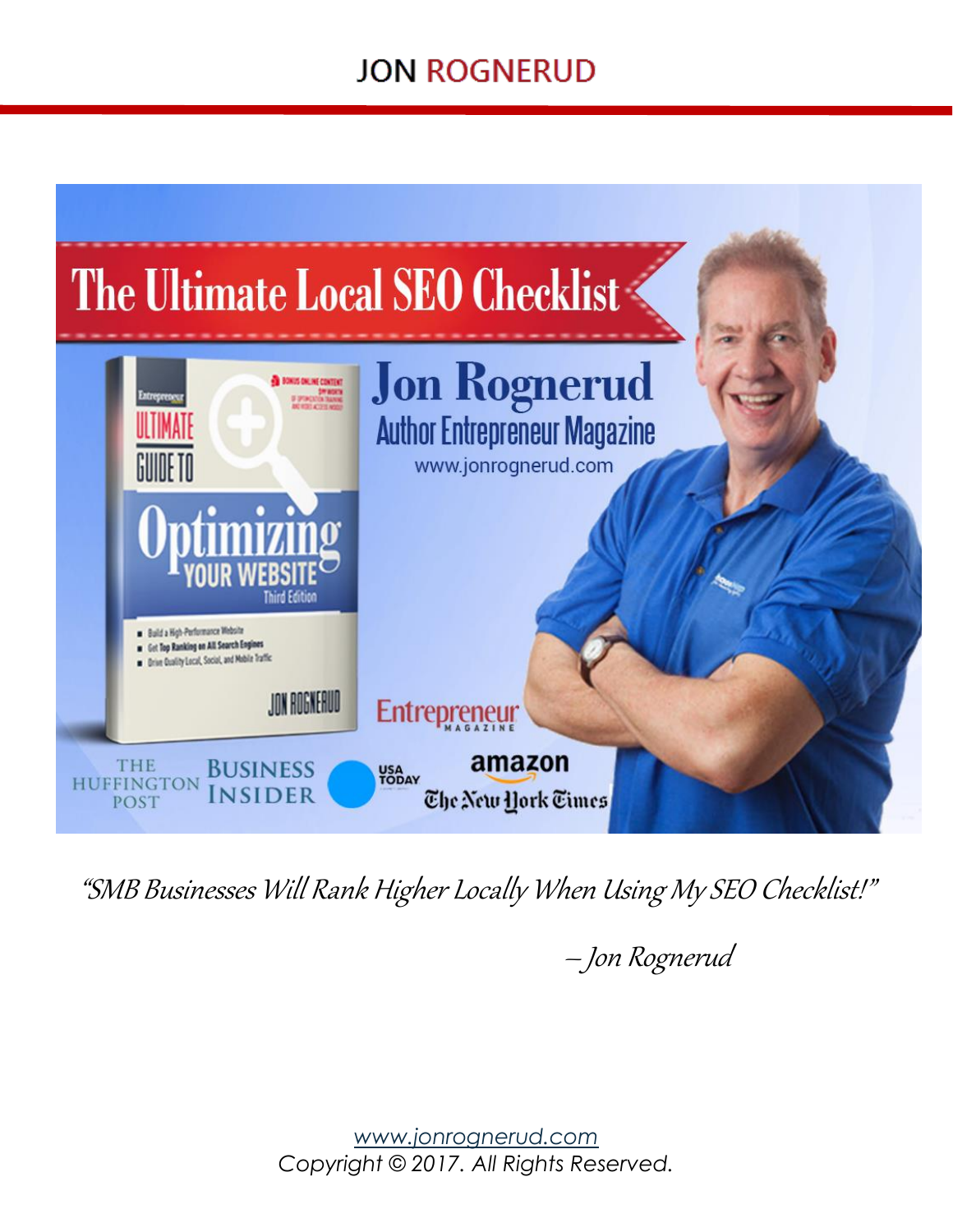# JON ROGNERUD

# The Ultimate Local SEO Checklist

**Jon Rognerud**

Author Entrepreneur Magazine

www.jonrognerud.com

*"SMB Businesses Will Rank Higher Locally When Using My SEO Checklist!"*

*– Jon Rognerud*

www.jonrognerud.com

*Copyright © 2017. All Rights Reserved.*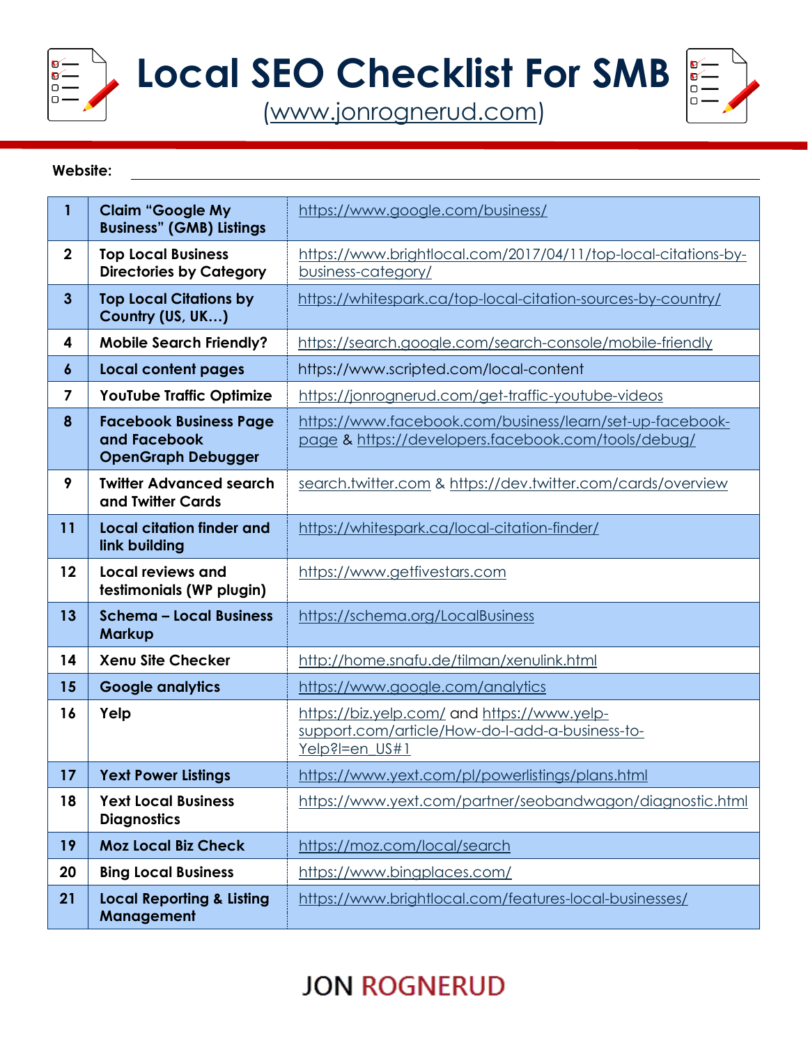# Local SEO Checklist For SMB

(www.jonrognerud.com)

**Website:** ________________________________________________

| | | |
|---|---|---|
| **1** | **Claim "Google My Business" (GMB) Listings** | https://www.google.com/business/ |
| **2** | **Top Local Business Directories by Category** | https://www.brightlocal.com/2017/04/11/top-local-citations-by-business-category/ |
| **3** | **Top Local Citations by Country (US, UK…)** | https://whitespark.ca/top-local-citation-sources-by-country/ |
| **4** | **Mobile Search Friendly?** | https://search.google.com/search-console/mobile-friendly |
| **6** | **Local content pages** | https://www.scripted.com/local-content |
| **7** | **YouTube Traffic Optimize** | https://jonrognerud.com/get-traffic-youtube-videos |
| **8** | **Facebook Business Page and Facebook OpenGraph Debugger** | https://www.facebook.com/business/learn/set-up-facebook-page & https://developers.facebook.com/tools/debug/ |
| **9** | **Twitter Advanced search and Twitter Cards** | search.twitter.com & https://dev.twitter.com/cards/overview |
| **11** | **Local citation finder and link building** | https://whitespark.ca/local-citation-finder/ |
| **12** | **Local reviews and testimonials (WP plugin)** | https://www.getfivestars.com |
| **13** | **Schema – Local Business Markup** | https://schema.org/LocalBusiness |
| **14** | **Xenu Site Checker** | http://home.snafu.de/tilman/xenulink.html |
| **15** | **Google analytics** | https://www.google.com/analytics |
| **16** | **Yelp** | https://biz.yelp.com/ and https://www.yelp-support.com/article/How-do-I-add-a-business-to-Yelp?l=en_US#1 |
| **17** | **Yext Power Listings** | https://www.yext.com/pl/powerlistings/plans.html |
| **18** | **Yext Local Business Diagnostics** | https://www.yext.com/partner/seobandwagon/diagnostic.html |
| **19** | **Moz Local Biz Check** | https://moz.com/local/search |
| **20** | **Bing Local Business** | https://www.bingplaces.com/ |
| **21** | **Local Reporting & Listing Management** | https://www.brightlocal.com/features-local-businesses/ |

JON ROGNERUD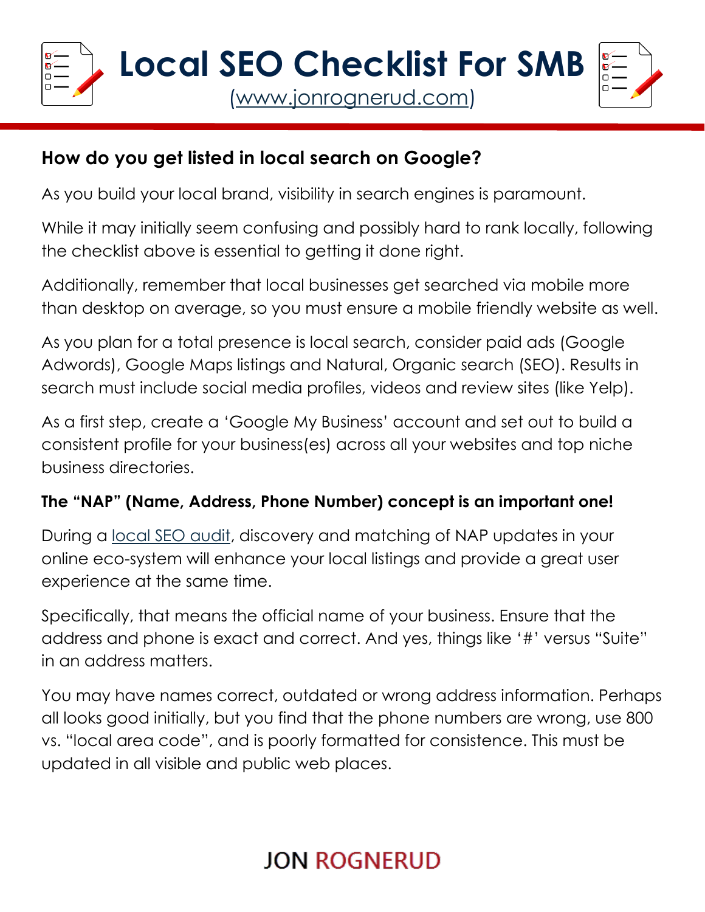# Local SEO Checklist For SMB

(www.jonrognerud.com)

## How do you get listed in local search on Google?

As you build your local brand, visibility in search engines is paramount.

While it may initially seem confusing and possibly hard to rank locally, following the checklist above is essential to getting it done right.

Additionally, remember that local businesses get searched via mobile more than desktop on average, so you must ensure a mobile friendly website as well.

As you plan for a total presence is local search, consider paid ads (Google Adwords), Google Maps listings and Natural, Organic search (SEO). Results in search must include social media profiles, videos and review sites (like Yelp).

As a first step, create a 'Google My Business' account and set out to build a consistent profile for your business(es) across all your websites and top niche business directories.

### The "NAP" (Name, Address, Phone Number) concept is an important one!

During a local SEO audit, discovery and matching of NAP updates in your online eco-system will enhance your local listings and provide a great user experience at the same time.

Specifically, that means the official name of your business. Ensure that the address and phone is exact and correct. And yes, things like '#' versus "Suite" in an address matters.

You may have names correct, outdated or wrong address information. Perhaps all looks good initially, but you find that the phone numbers are wrong, use 800 vs. "local area code", and is poorly formatted for consistence. This must be updated in all visible and public web places.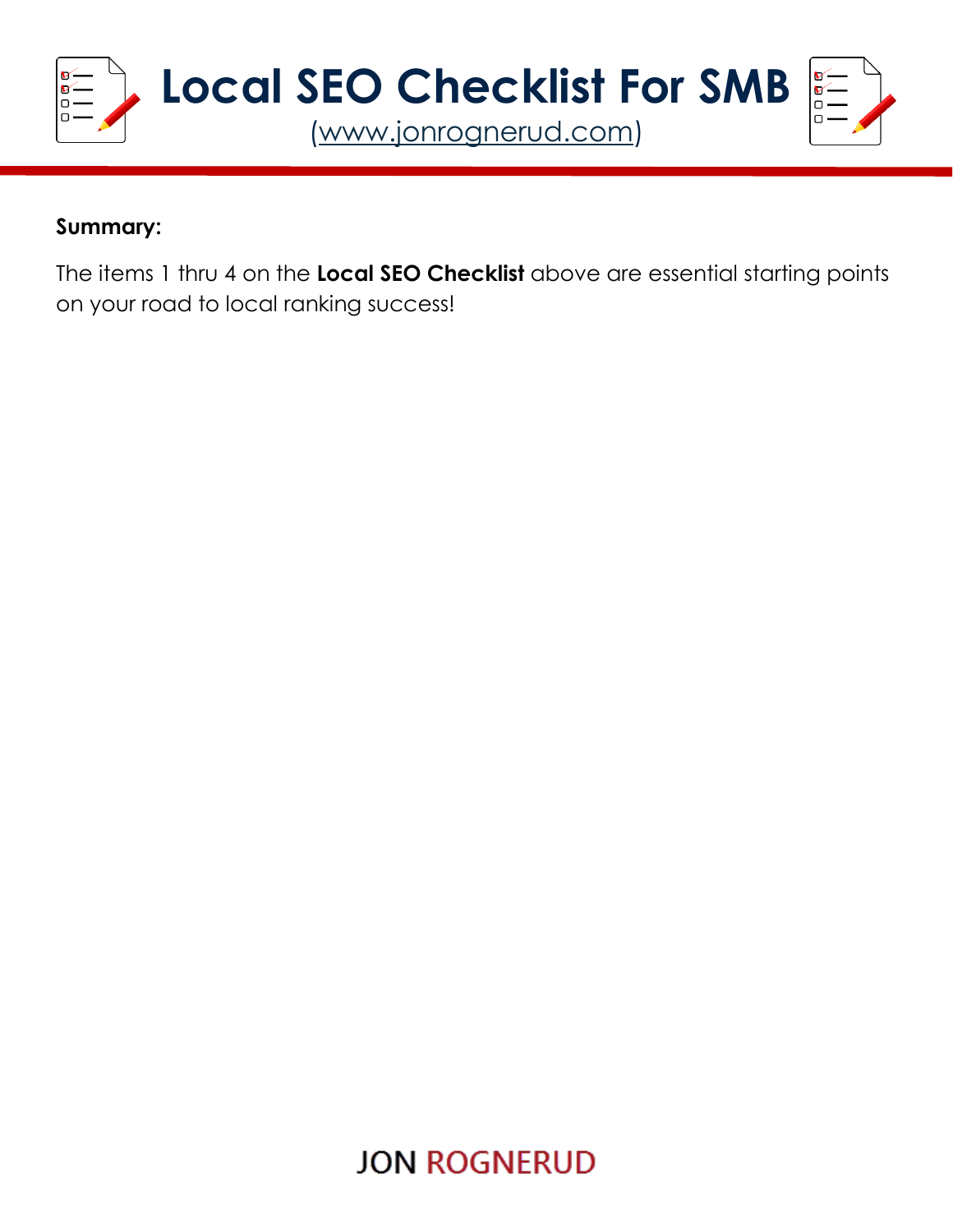**Summary:**

The items 1 thru 4 on the **Local SEO Checklist** above are essential starting points on your road to local ranking success!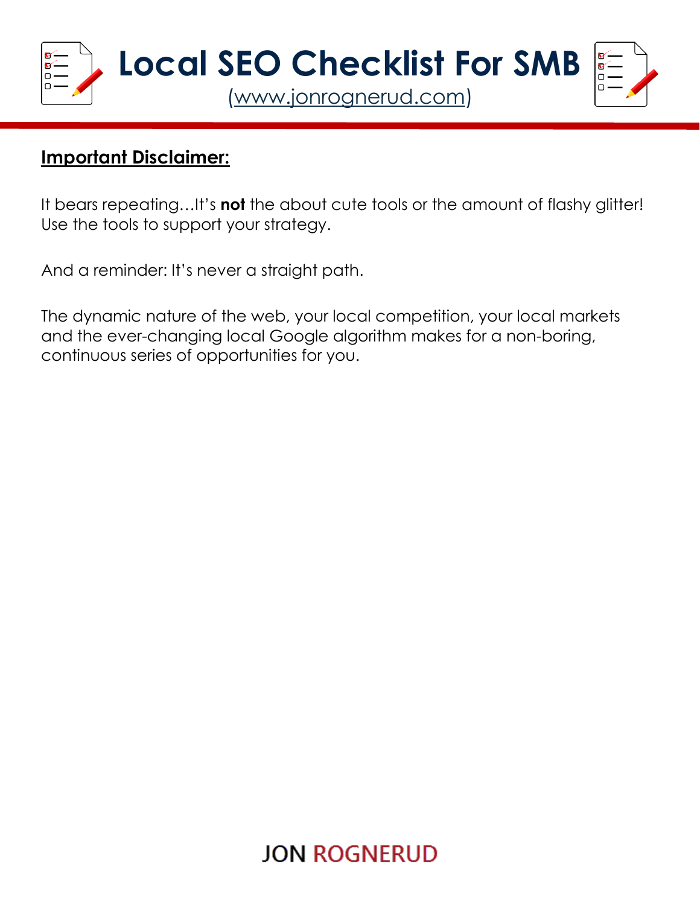**Important Disclaimer:**

It bears repeating…It's **not** the about cute tools or the amount of flashy glitter! Use the tools to support your strategy.

And a reminder: It's never a straight path.

The dynamic nature of the web, your local competition, your local markets and the ever-changing local Google algorithm makes for a non-boring, continuous series of opportunities for you.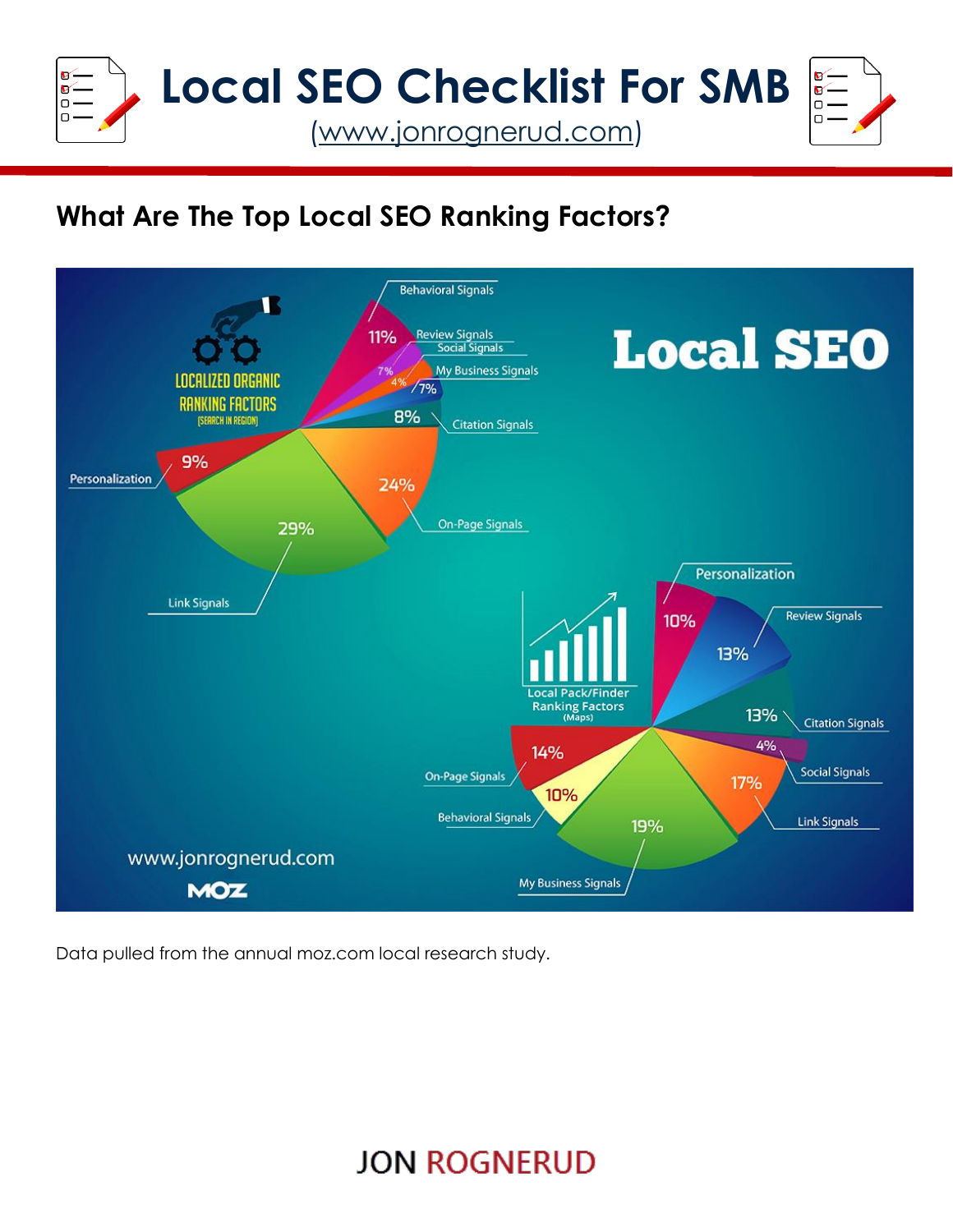## What Are The Top Local SEO Ranking Factors?

Data pulled from the annual moz.com local research study.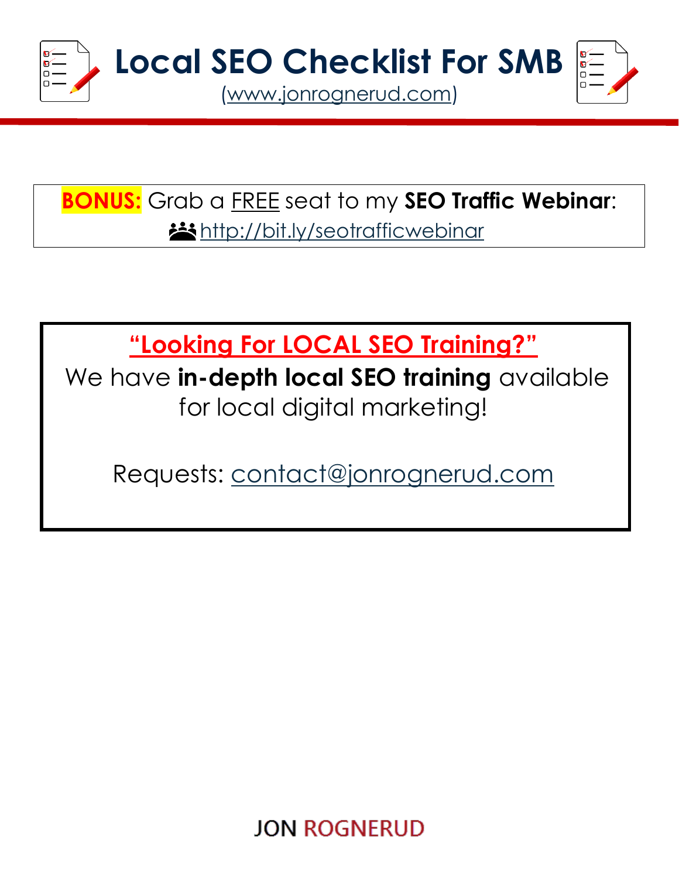# Local SEO Checklist For SMB

(www.jonrognerud.com)

**BONUS:** Grab a FREE seat to my **SEO Traffic Webinar**:
http://bit.ly/seotrafficwebinar

**"Looking For LOCAL SEO Training?"**

We have **in-depth local SEO training** available for local digital marketing!

Requests: contact@jonrognerud.com

JON ROGNERUD